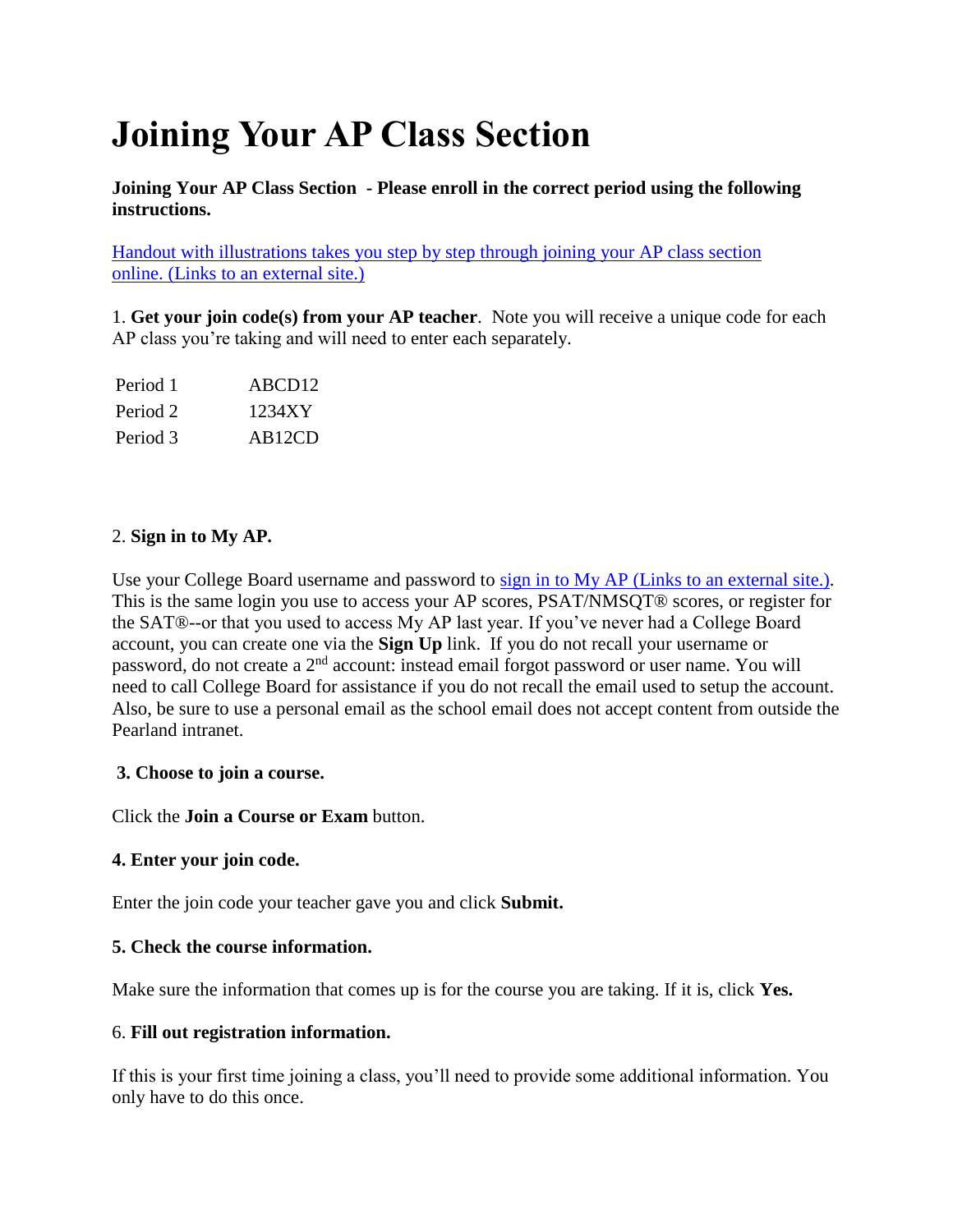# Joining Your AP Class Section

**Joining Your AP Class Section - Please enroll in the correct period using the following instructions.**

[Handout with illustrations takes you step by step through joining your AP class section online. (Links to an external site.)]

1. **Get your join code(s) from your AP teacher**. Note you will receive a unique code for each AP class you're taking and will need to enter each separately.

| Period 1 | ABCD12 |
| --- | --- |
| Period 2 | 1234XY |
| Period 3 | AB12CD |

2. **Sign in to My AP.**

Use your College Board username and password to [sign in to My AP (Links to an external site.)]. This is the same login you use to access your AP scores, PSAT/NMSQT® scores, or register for the SAT®--or that you used to access My AP last year. If you've never had a College Board account, you can create one via the **Sign Up** link. If you do not recall your username or password, do not create a 2nd account: instead email forgot password or user name. You will need to call College Board for assistance if you do not recall the email used to setup the account. Also, be sure to use a personal email as the school email does not accept content from outside the Pearland intranet.

**3. Choose to join a course.**

Click the **Join a Course or Exam** button.

**4. Enter your join code.**

Enter the join code your teacher gave you and click **Submit.**

**5. Check the course information.**

Make sure the information that comes up is for the course you are taking. If it is, click **Yes.**

6. **Fill out registration information.**

If this is your first time joining a class, you'll need to provide some additional information. You only have to do this once.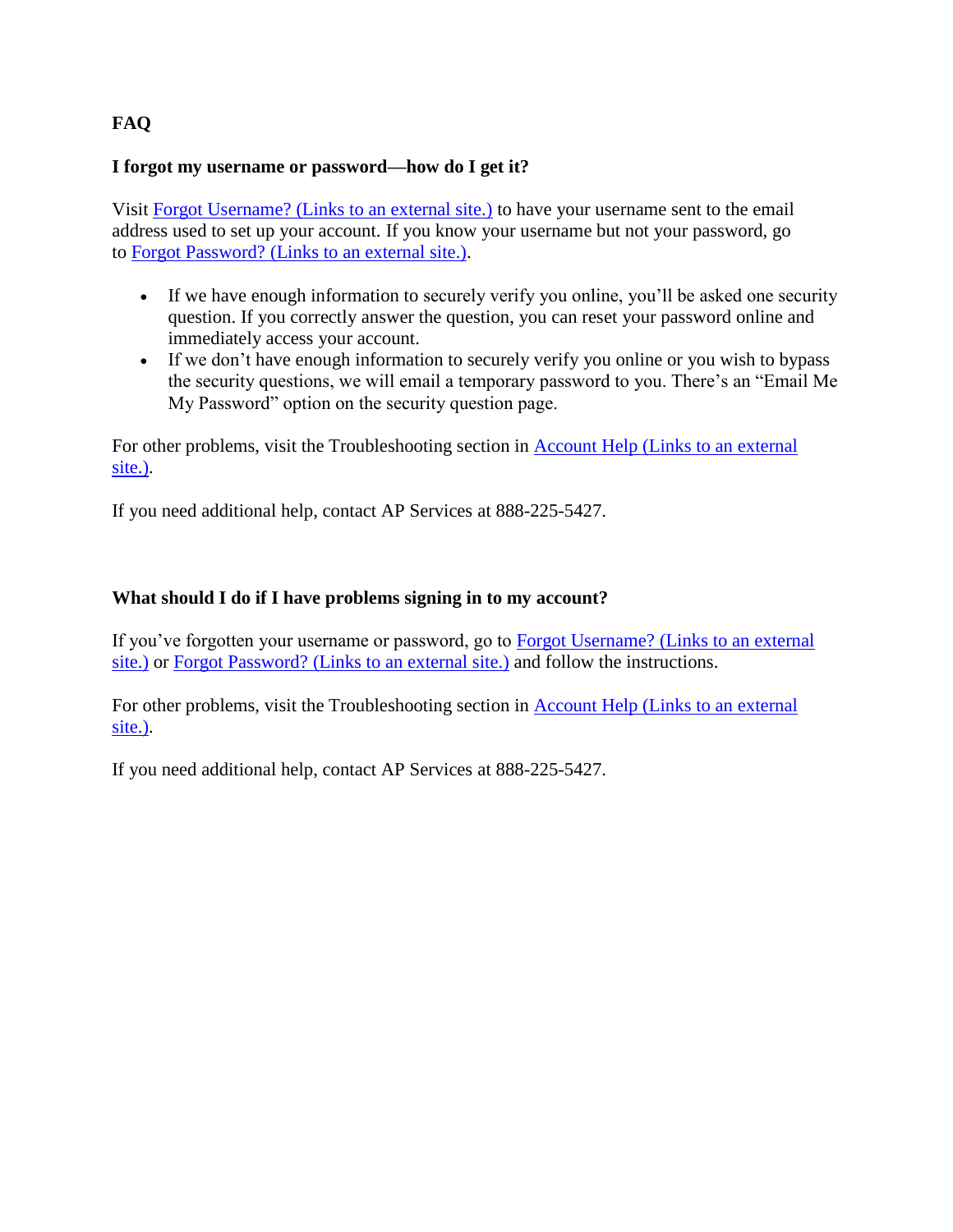## FAQ

### I forgot my username or password—how do I get it?

Visit Forgot Username? (Links to an external site.) to have your username sent to the email address used to set up your account. If you know your username but not your password, go to Forgot Password? (Links to an external site.).

- If we have enough information to securely verify you online, you'll be asked one security question. If you correctly answer the question, you can reset your password online and immediately access your account.
- If we don't have enough information to securely verify you online or you wish to bypass the security questions, we will email a temporary password to you. There's an "Email Me My Password" option on the security question page.

For other problems, visit the Troubleshooting section in Account Help (Links to an external site.).

If you need additional help, contact AP Services at 888-225-5427.

### What should I do if I have problems signing in to my account?

If you've forgotten your username or password, go to Forgot Username? (Links to an external site.) or Forgot Password? (Links to an external site.) and follow the instructions.

For other problems, visit the Troubleshooting section in Account Help (Links to an external site.).

If you need additional help, contact AP Services at 888-225-5427.